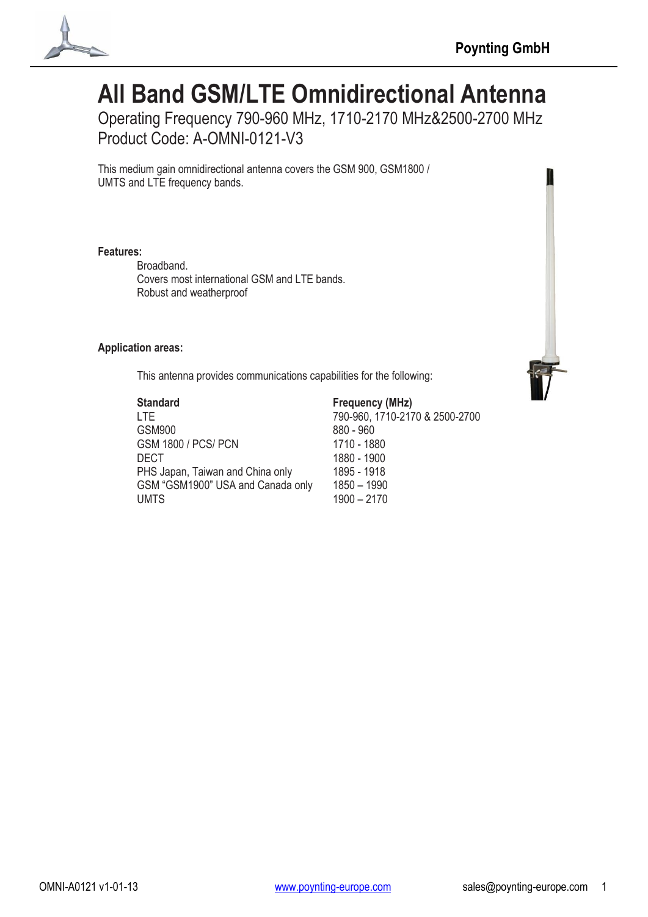# All Band GSM/LTE Omnidirectional Antenna

Operating Frequency 790-960 MHz, 1710-2170 MHz&2500-2700 MHz

Product Code: A-OMNI-0121-V3

This medium gain omnidirectional antenna covers the GSM 900, GSM1800 / UMTS and LTE frequency bands.

**Features:**

- Broadband.
- Covers most international GSM and LTE bands.
- Robust and weatherproof

**Application areas:**

This antenna provides communications capabilities for the following:

| Standard | Frequency (MHz) |
|---|---|
| LTE | 790-960, 1710-2170 & 2500-2700 |
| GSM900 | 880 - 960 |
| GSM 1800 / PCS/ PCN | 1710 - 1880 |
| DECT | 1880 - 1900 |
| PHS Japan, Taiwan and China only | 1895 - 1918 |
| GSM “GSM1900” USA and Canada only | 1850 – 1990 |
| UMTS | 1900 – 2170 |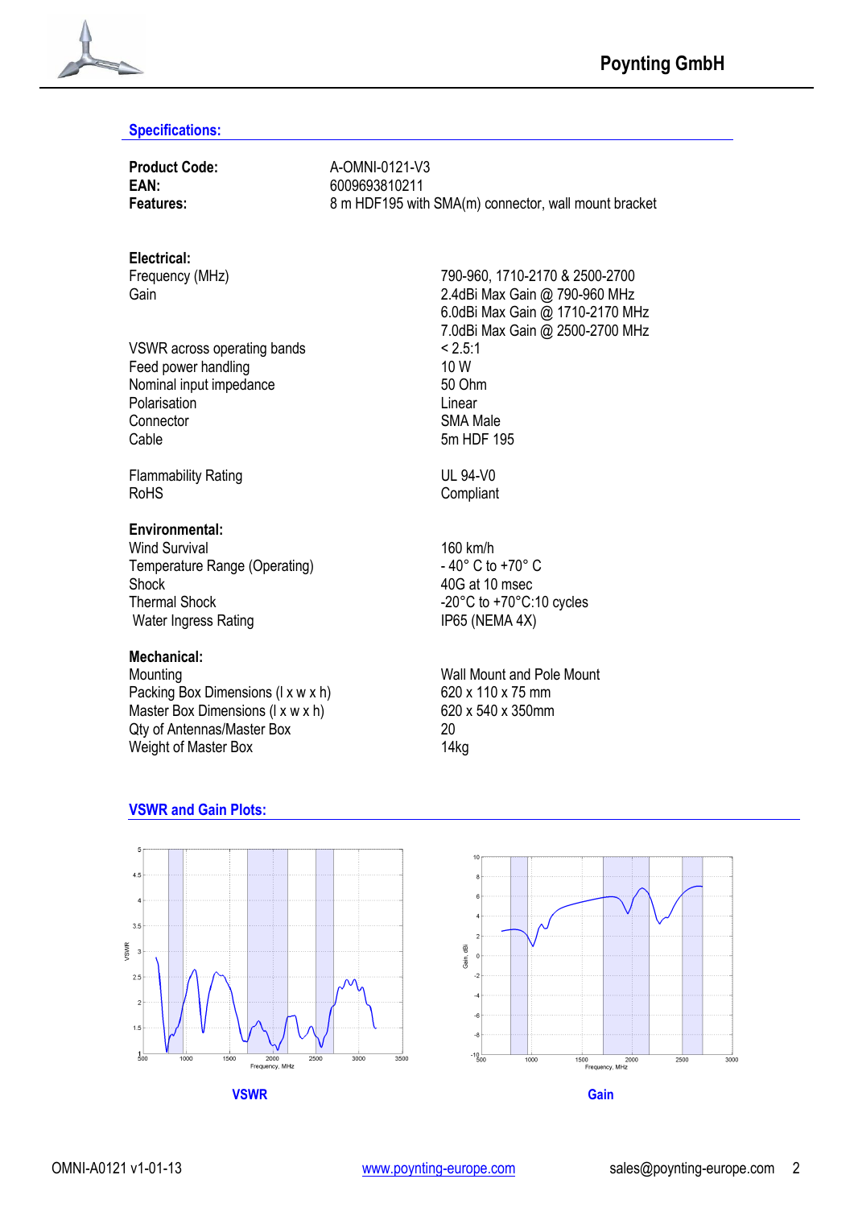## Specifications:

**Product Code:** A-OMNI-0121-V3
**EAN:** 6009693810211
**Features:** 8 m HDF195 with SMA(m) connector, wall mount bracket

**Electrical:**

| | |
|---|---|
| Frequency (MHz) | 790-960, 1710-2170 & 2500-2700 |
| Gain | 2.4dBi Max Gain @ 790-960 MHz |
| | 6.0dBi Max Gain @ 1710-2170 MHz |
| | 7.0dBi Max Gain @ 2500-2700 MHz |
| VSWR across operating bands | < 2.5:1 |
| Feed power handling | 10 W |
| Nominal input impedance | 50 Ohm |
| Polarisation | Linear |
| Connector | SMA Male |
| Cable | 5m HDF 195 |
| Flammability Rating | UL 94-V0 |
| RoHS | Compliant |

**Environmental:**

| | |
|---|---|
| Wind Survival | 160 km/h |
| Temperature Range (Operating) | - 40° C to +70° C |
| Shock | 40G at 10 msec |
| Thermal Shock | -20°C to +70°C:10 cycles |
| Water Ingress Rating | IP65 (NEMA 4X) |

**Mechanical:**

| | |
|---|---|
| Mounting | Wall Mount and Pole Mount |
| Packing Box Dimensions (l x w x h) | 620 x 110 x 75 mm |
| Master Box Dimensions (l x w x h) | 620 x 540 x 350mm |
| Qty of Antennas/Master Box | 20 |
| Weight of Master Box | 14kg |

## VSWR and Gain Plots:

VSWR
5
4.5
4
3.5
3
2.5
2
1.5
1
500 1000 1500 2000 2500 3000 3500
Frequency, MHz

**VSWR**

Gain, dBi
10
8
6
4
2
0
-2
-4
-6
-8
-10
500 1000 1500 2000 2500 3000
Frequency, MHz

**Gain**

OMNI-A0121 v1-01-13 www.poynting-europe.com sales@poynting-europe.com